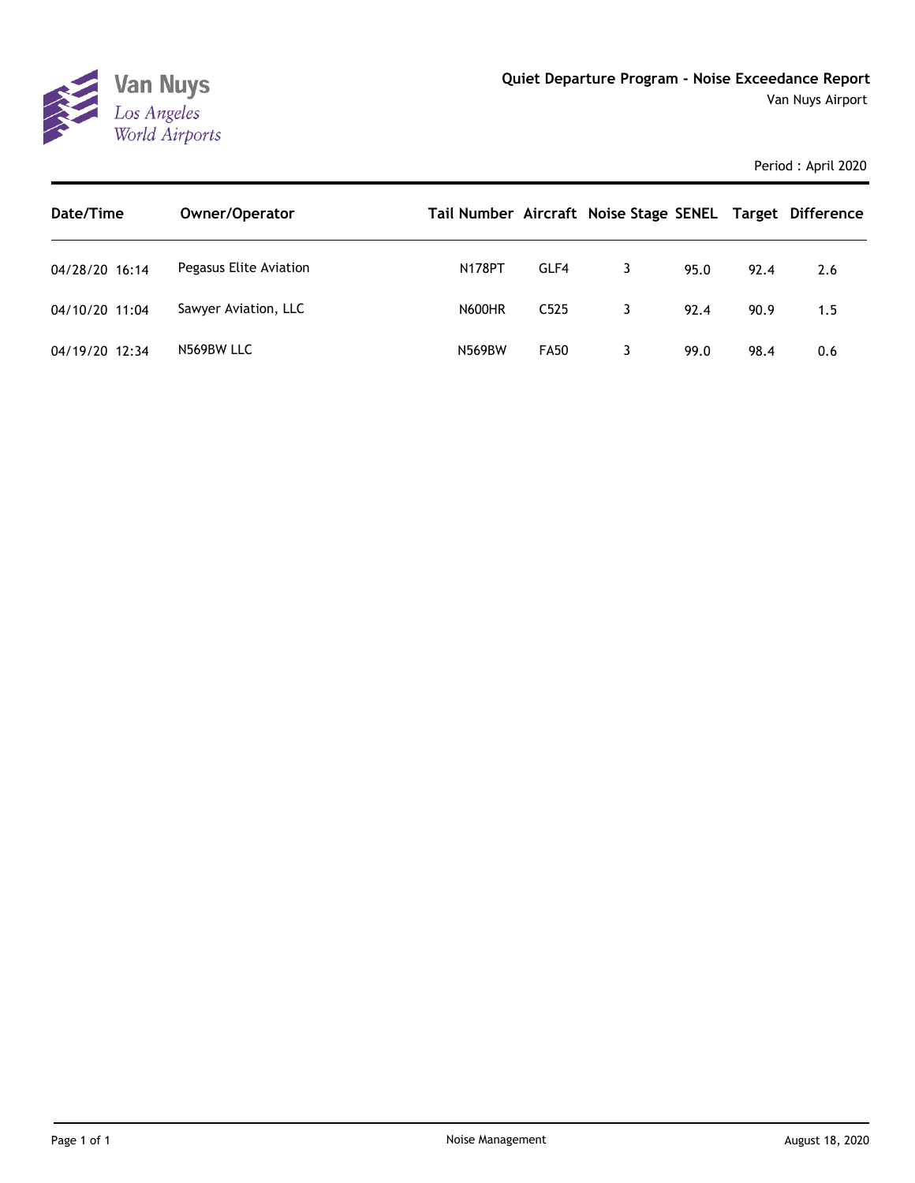Van Nuys
*Los Angeles World Airports*

# Quiet Departure Program - Noise Exceedance Report

Van Nuys Airport

Period : April 2020

| Date/Time | Owner/Operator | Tail Number | Aircraft | Noise Stage | SENEL | Target | Difference |
|---|---|---|---|---|---|---|---|
| 04/28/20 16:14 | Pegasus Elite Aviation | N178PT | GLF4 | 3 | 95.0 | 92.4 | 2.6 |
| 04/10/20 11:04 | Sawyer Aviation, LLC | N600HR | C525 | 3 | 92.4 | 90.9 | 1.5 |
| 04/19/20 12:34 | N569BW LLC | N569BW | FA50 | 3 | 99.0 | 98.4 | 0.6 |

Noise Management

August 18, 2020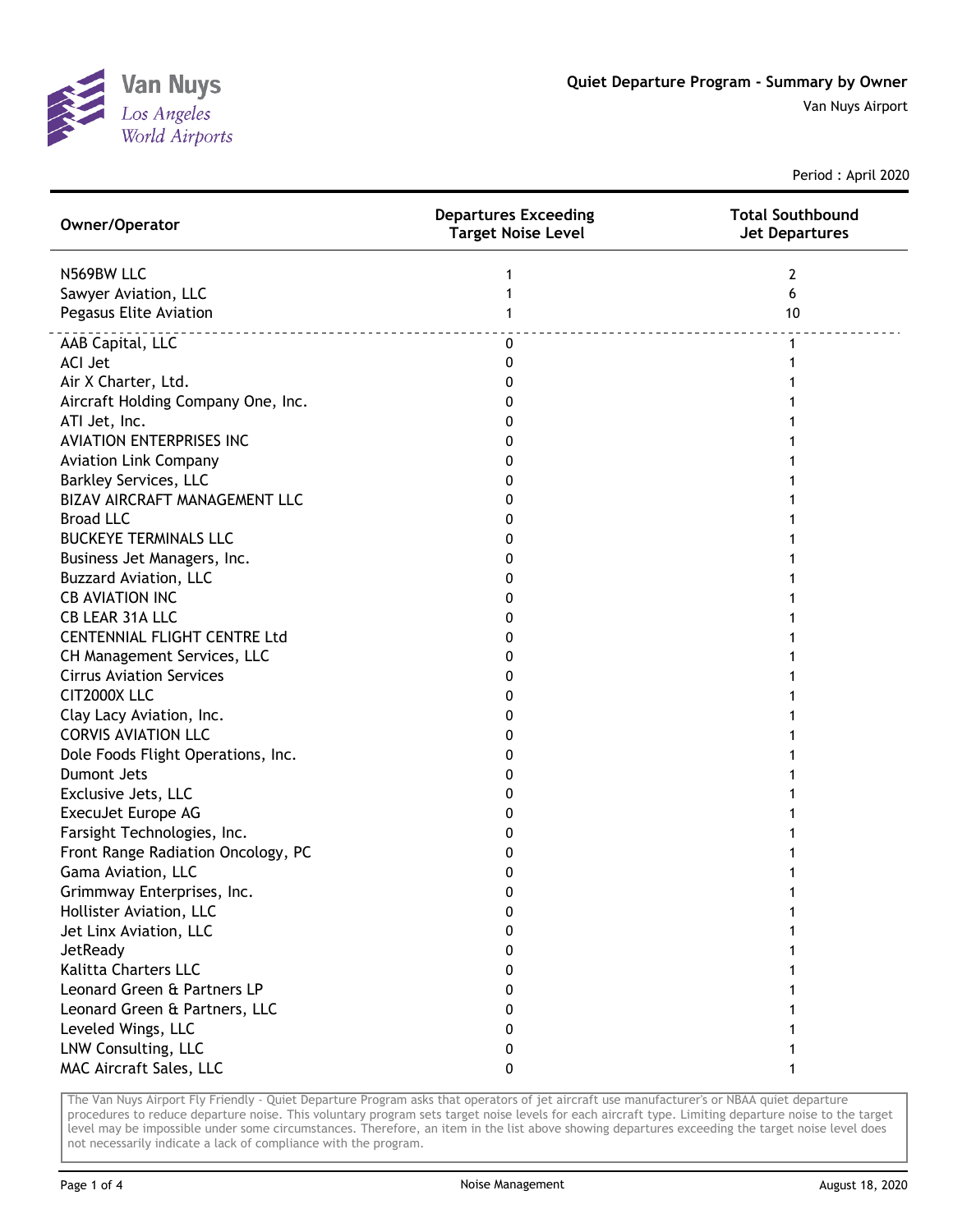# Quiet Departure Program - Summary by Owner

Van Nuys Airport

Period : April 2020

| Owner/Operator | Departures Exceeding Target Noise Level | Total Southbound Jet Departures |
|---|---|---|
| N569BW LLC | 1 | 2 |
| Sawyer Aviation, LLC | 1 | 6 |
| Pegasus Elite Aviation | 1 | 10 |
| AAB Capital, LLC | 0 | 1 |
| ACI Jet | 0 | 1 |
| Air X Charter, Ltd. | 0 | 1 |
| Aircraft Holding Company One, Inc. | 0 | 1 |
| ATI Jet, Inc. | 0 | 1 |
| AVIATION ENTERPRISES INC | 0 | 1 |
| Aviation Link Company | 0 | 1 |
| Barkley Services, LLC | 0 | 1 |
| BIZAV AIRCRAFT MANAGEMENT LLC | 0 | 1 |
| Broad LLC | 0 | 1 |
| BUCKEYE TERMINALS LLC | 0 | 1 |
| Business Jet Managers, Inc. | 0 | 1 |
| Buzzard Aviation, LLC | 0 | 1 |
| CB AVIATION INC | 0 | 1 |
| CB LEAR 31A LLC | 0 | 1 |
| CENTENNIAL FLIGHT CENTRE Ltd | 0 | 1 |
| CH Management Services, LLC | 0 | 1 |
| Cirrus Aviation Services | 0 | 1 |
| CIT2000X LLC | 0 | 1 |
| Clay Lacy Aviation, Inc. | 0 | 1 |
| CORVIS AVIATION LLC | 0 | 1 |
| Dole Foods Flight Operations, Inc. | 0 | 1 |
| Dumont Jets | 0 | 1 |
| Exclusive Jets, LLC | 0 | 1 |
| ExecuJet Europe AG | 0 | 1 |
| Farsight Technologies, Inc. | 0 | 1 |
| Front Range Radiation Oncology, PC | 0 | 1 |
| Gama Aviation, LLC | 0 | 1 |
| Grimmway Enterprises, Inc. | 0 | 1 |
| Hollister Aviation, LLC | 0 | 1 |
| Jet Linx Aviation, LLC | 0 | 1 |
| JetReady | 0 | 1 |
| Kalitta Charters LLC | 0 | 1 |
| Leonard Green & Partners LP | 0 | 1 |
| Leonard Green & Partners, LLC | 0 | 1 |
| Leveled Wings, LLC | 0 | 1 |
| LNW Consulting, LLC | 0 | 1 |
| MAC Aircraft Sales, LLC | 0 | 1 |

The Van Nuys Airport Fly Friendly - Quiet Departure Program asks that operators of jet aircraft use manufacturer's or NBAA quiet departure procedures to reduce departure noise. This voluntary program sets target noise levels for each aircraft type. Limiting departure noise to the target level may be impossible under some circumstances. Therefore, an item in the list above showing departures exceeding the target noise level does not necessarily indicate a lack of compliance with the program.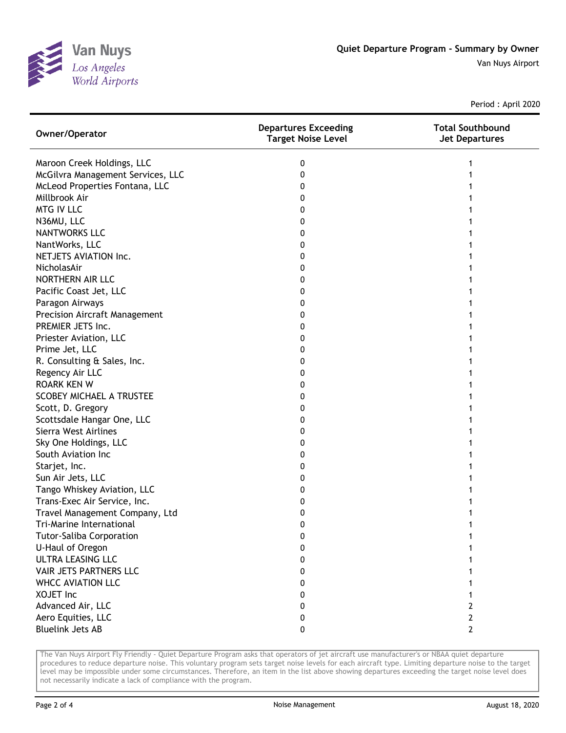# Quiet Departure Program - Summary by Owner

Van Nuys Airport

Period : April 2020

| Owner/Operator | Departures Exceeding Target Noise Level | Total Southbound Jet Departures |
|---|---|---|
| Maroon Creek Holdings, LLC | 0 | 1 |
| McGilvra Management Services, LLC | 0 | 1 |
| McLeod Properties Fontana, LLC | 0 | 1 |
| Millbrook Air | 0 | 1 |
| MTG IV LLC | 0 | 1 |
| N36MU, LLC | 0 | 1 |
| NANTWORKS LLC | 0 | 1 |
| NantWorks, LLC | 0 | 1 |
| NETJETS AVIATION Inc. | 0 | 1 |
| NicholasAir | 0 | 1 |
| NORTHERN AIR LLC | 0 | 1 |
| Pacific Coast Jet, LLC | 0 | 1 |
| Paragon Airways | 0 | 1 |
| Precision Aircraft Management | 0 | 1 |
| PREMIER JETS Inc. | 0 | 1 |
| Priester Aviation, LLC | 0 | 1 |
| Prime Jet, LLC | 0 | 1 |
| R. Consulting & Sales, Inc. | 0 | 1 |
| Regency Air LLC | 0 | 1 |
| ROARK KEN W | 0 | 1 |
| SCOBEY MICHAEL A TRUSTEE | 0 | 1 |
| Scott, D. Gregory | 0 | 1 |
| Scottsdale Hangar One, LLC | 0 | 1 |
| Sierra West Airlines | 0 | 1 |
| Sky One Holdings, LLC | 0 | 1 |
| South Aviation Inc | 0 | 1 |
| Starjet, Inc. | 0 | 1 |
| Sun Air Jets, LLC | 0 | 1 |
| Tango Whiskey Aviation, LLC | 0 | 1 |
| Trans-Exec Air Service, Inc. | 0 | 1 |
| Travel Management Company, Ltd | 0 | 1 |
| Tri-Marine International | 0 | 1 |
| Tutor-Saliba Corporation | 0 | 1 |
| U-Haul of Oregon | 0 | 1 |
| ULTRA LEASING LLC | 0 | 1 |
| VAIR JETS PARTNERS LLC | 0 | 1 |
| WHCC AVIATION LLC | 0 | 1 |
| XOJET Inc | 0 | 1 |
| Advanced Air, LLC | 0 | 2 |
| Aero Equities, LLC | 0 | 2 |
| Bluelink Jets AB | 0 | 2 |

The Van Nuys Airport Fly Friendly - Quiet Departure Program asks that operators of jet aircraft use manufacturer's or NBAA quiet departure procedures to reduce departure noise. This voluntary program sets target noise levels for each aircraft type. Limiting departure noise to the target level may be impossible under some circumstances. Therefore, an item in the list above showing departures exceeding the target noise level does not necessarily indicate a lack of compliance with the program.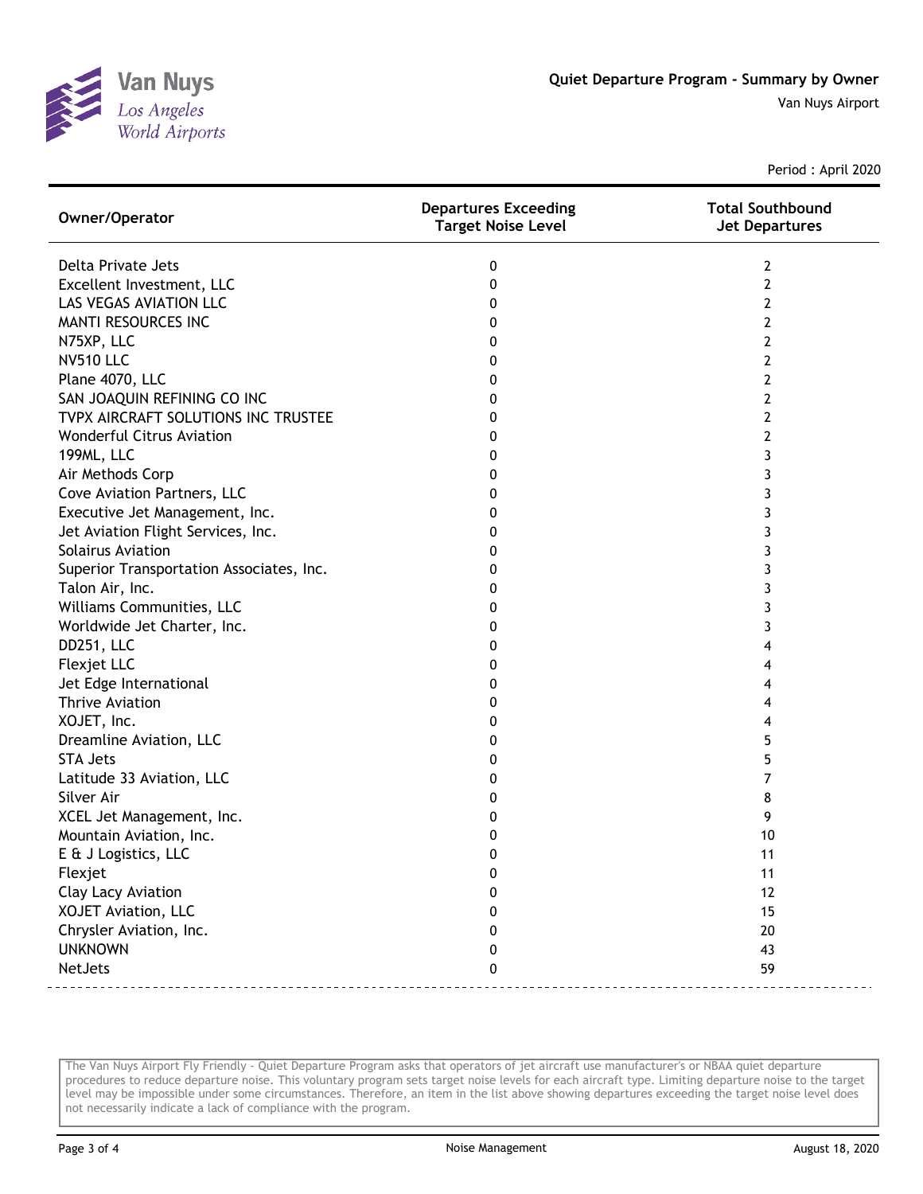Van Nuys
*Los Angeles World Airports*

## Quiet Departure Program - Summary by Owner

Van Nuys Airport

Period : April 2020

| Owner/Operator | Departures Exceeding Target Noise Level | Total Southbound Jet Departures |
|---|---|---|
| Delta Private Jets | 0 | 2 |
| Excellent Investment, LLC | 0 | 2 |
| LAS VEGAS AVIATION LLC | 0 | 2 |
| MANTI RESOURCES INC | 0 | 2 |
| N75XP, LLC | 0 | 2 |
| NV510 LLC | 0 | 2 |
| Plane 4070, LLC | 0 | 2 |
| SAN JOAQUIN REFINING CO INC | 0 | 2 |
| TVPX AIRCRAFT SOLUTIONS INC TRUSTEE | 0 | 2 |
| Wonderful Citrus Aviation | 0 | 2 |
| 199ML, LLC | 0 | 3 |
| Air Methods Corp | 0 | 3 |
| Cove Aviation Partners, LLC | 0 | 3 |
| Executive Jet Management, Inc. | 0 | 3 |
| Jet Aviation Flight Services, Inc. | 0 | 3 |
| Solairus Aviation | 0 | 3 |
| Superior Transportation Associates, Inc. | 0 | 3 |
| Talon Air, Inc. | 0 | 3 |
| Williams Communities, LLC | 0 | 3 |
| Worldwide Jet Charter, Inc. | 0 | 3 |
| DD251, LLC | 0 | 4 |
| Flexjet LLC | 0 | 4 |
| Jet Edge International | 0 | 4 |
| Thrive Aviation | 0 | 4 |
| XOJET, Inc. | 0 | 4 |
| Dreamline Aviation, LLC | 0 | 5 |
| STA Jets | 0 | 5 |
| Latitude 33 Aviation, LLC | 0 | 7 |
| Silver Air | 0 | 8 |
| XCEL Jet Management, Inc. | 0 | 9 |
| Mountain Aviation, Inc. | 0 | 10 |
| E & J Logistics, LLC | 0 | 11 |
| Flexjet | 0 | 11 |
| Clay Lacy Aviation | 0 | 12 |
| XOJET Aviation, LLC | 0 | 15 |
| Chrysler Aviation, Inc. | 0 | 20 |
| UNKNOWN | 0 | 43 |
| NetJets | 0 | 59 |

The Van Nuys Airport Fly Friendly - Quiet Departure Program asks that operators of jet aircraft use manufacturer's or NBAA quiet departure procedures to reduce departure noise. This voluntary program sets target noise levels for each aircraft type. Limiting departure noise to the target level may be impossible under some circumstances. Therefore, an item in the list above showing departures exceeding the target noise level does not necessarily indicate a lack of compliance with the program.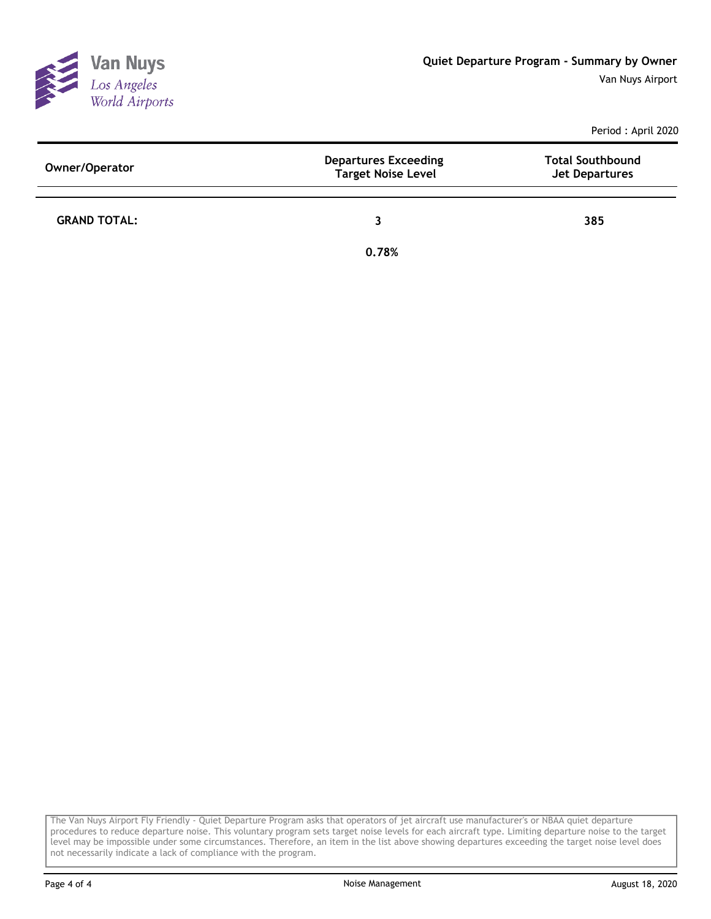# Quiet Departure Program - Summary by Owner

Van Nuys Airport

Period : April 2020

| Owner/Operator | Departures Exceeding Target Noise Level | Total Southbound Jet Departures |
|---|---|---|
| **GRAND TOTAL:** | **3** | **385** |
| | **0.78%** | |

The Van Nuys Airport Fly Friendly - Quiet Departure Program asks that operators of jet aircraft use manufacturer's or NBAA quiet departure procedures to reduce departure noise. This voluntary program sets target noise levels for each aircraft type. Limiting departure noise to the target level may be impossible under some circumstances. Therefore, an item in the list above showing departures exceeding the target noise level does not necessarily indicate a lack of compliance with the program.

Noise Management

August 18, 2020